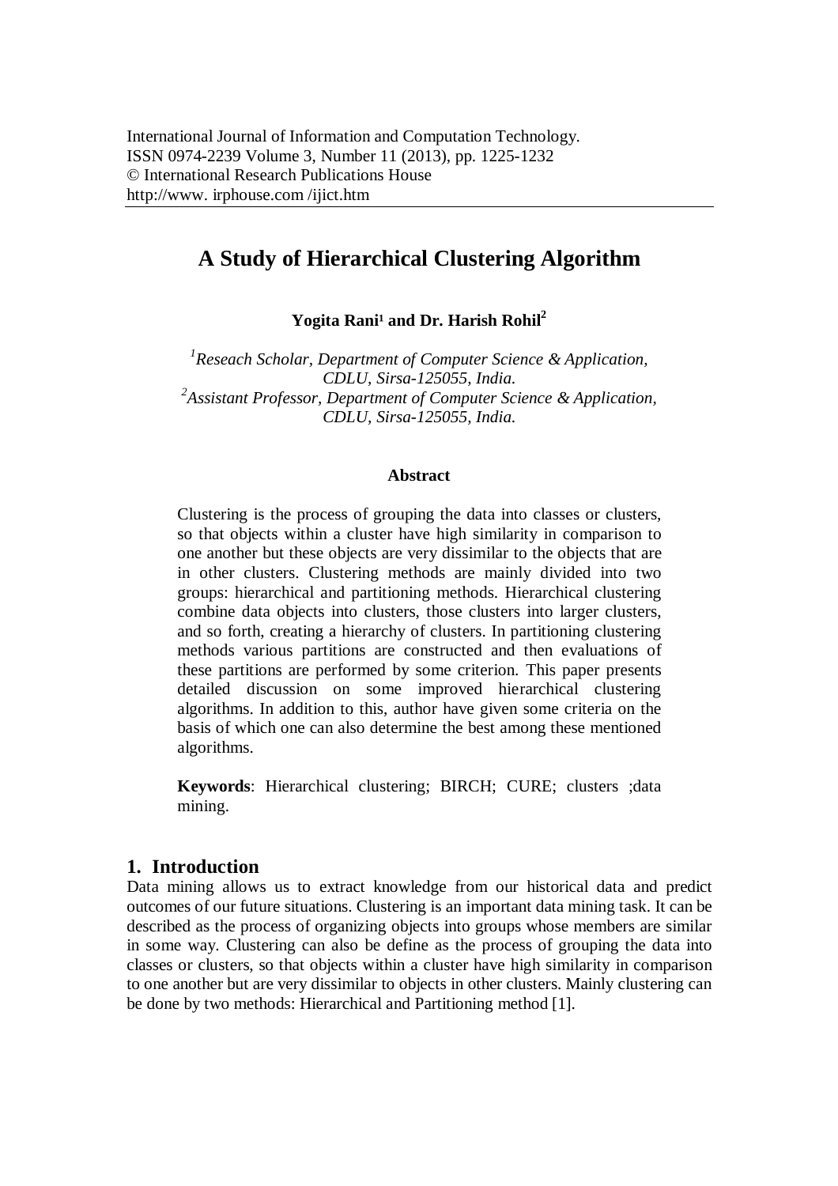International Journal of Information and Computation Technology.
ISSN 0974-2239 Volume 3, Number 11 (2013), pp. 1225-1232
© International Research Publications House
http://www. irphouse.com /ijict.htm

# A Study of Hierarchical Clustering Algorithm

**Yogita Rani[1] and Dr. Harish Rohil[2]**

*[1]Reseach Scholar, Department of Computer Science & Application, CDLU, Sirsa-125055, India.*
*[2]Assistant Professor, Department of Computer Science & Application, CDLU, Sirsa-125055, India.*

### Abstract

Clustering is the process of grouping the data into classes or clusters, so that objects within a cluster have high similarity in comparison to one another but these objects are very dissimilar to the objects that are in other clusters. Clustering methods are mainly divided into two groups: hierarchical and partitioning methods. Hierarchical clustering combine data objects into clusters, those clusters into larger clusters, and so forth, creating a hierarchy of clusters. In partitioning clustering methods various partitions are constructed and then evaluations of these partitions are performed by some criterion. This paper presents detailed discussion on some improved hierarchical clustering algorithms. In addition to this, author have given some criteria on the basis of which one can also determine the best among these mentioned algorithms.

**Keywords**: Hierarchical clustering; BIRCH; CURE; clusters ;data mining.

## 1. Introduction

Data mining allows us to extract knowledge from our historical data and predict outcomes of our future situations. Clustering is an important data mining task. It can be described as the process of organizing objects into groups whose members are similar in some way. Clustering can also be define as the process of grouping the data into classes or clusters, so that objects within a cluster have high similarity in comparison to one another but are very dissimilar to objects in other clusters. Mainly clustering can be done by two methods: Hierarchical and Partitioning method [1].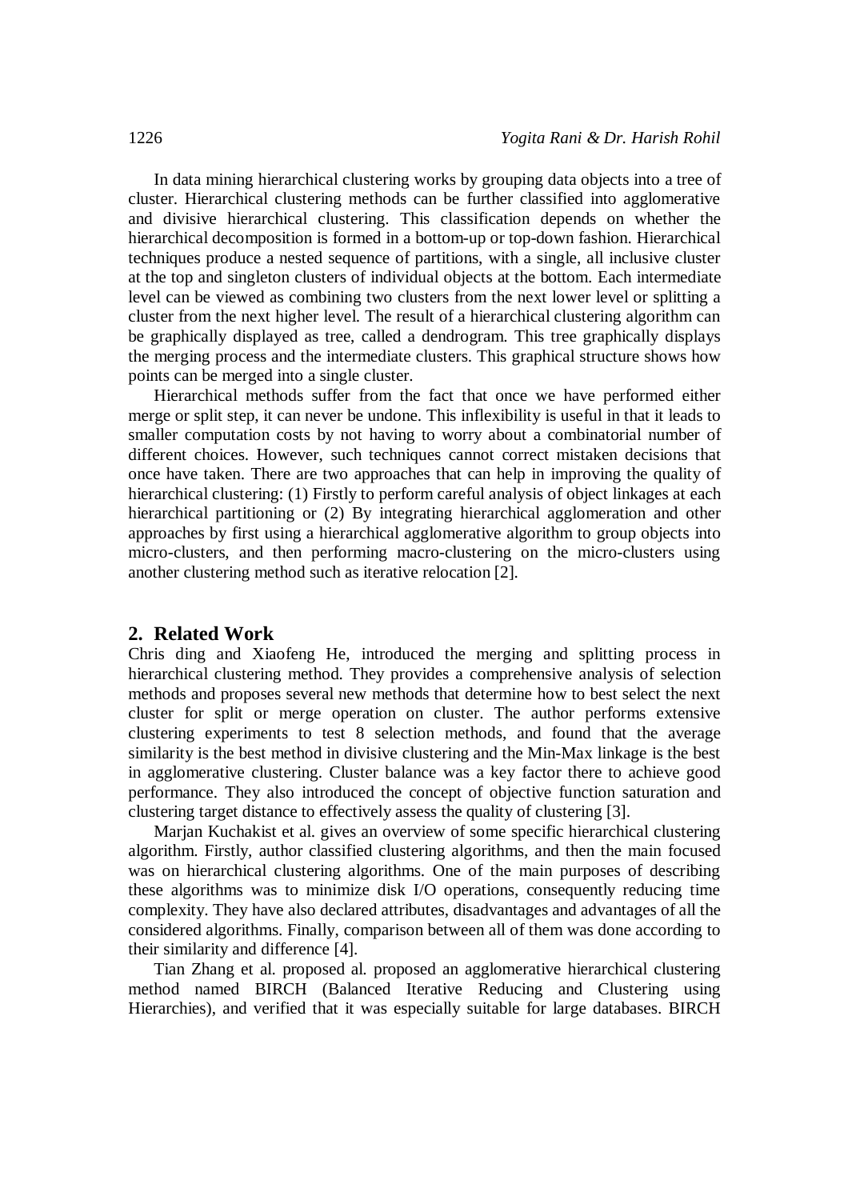In data mining hierarchical clustering works by grouping data objects into a tree of cluster. Hierarchical clustering methods can be further classified into agglomerative and divisive hierarchical clustering. This classification depends on whether the hierarchical decomposition is formed in a bottom-up or top-down fashion. Hierarchical techniques produce a nested sequence of partitions, with a single, all inclusive cluster at the top and singleton clusters of individual objects at the bottom. Each intermediate level can be viewed as combining two clusters from the next lower level or splitting a cluster from the next higher level. The result of a hierarchical clustering algorithm can be graphically displayed as tree, called a dendrogram. This tree graphically displays the merging process and the intermediate clusters. This graphical structure shows how points can be merged into a single cluster.

Hierarchical methods suffer from the fact that once we have performed either merge or split step, it can never be undone. This inflexibility is useful in that it leads to smaller computation costs by not having to worry about a combinatorial number of different choices. However, such techniques cannot correct mistaken decisions that once have taken. There are two approaches that can help in improving the quality of hierarchical clustering: (1) Firstly to perform careful analysis of object linkages at each hierarchical partitioning or (2) By integrating hierarchical agglomeration and other approaches by first using a hierarchical agglomerative algorithm to group objects into micro-clusters, and then performing macro-clustering on the micro-clusters using another clustering method such as iterative relocation [2].

## 2. Related Work

Chris ding and Xiaofeng He, introduced the merging and splitting process in hierarchical clustering method. They provides a comprehensive analysis of selection methods and proposes several new methods that determine how to best select the next cluster for split or merge operation on cluster. The author performs extensive clustering experiments to test 8 selection methods, and found that the average similarity is the best method in divisive clustering and the Min-Max linkage is the best in agglomerative clustering. Cluster balance was a key factor there to achieve good performance. They also introduced the concept of objective function saturation and clustering target distance to effectively assess the quality of clustering [3].

Marjan Kuchakist et al. gives an overview of some specific hierarchical clustering algorithm. Firstly, author classified clustering algorithms, and then the main focused was on hierarchical clustering algorithms. One of the main purposes of describing these algorithms was to minimize disk I/O operations, consequently reducing time complexity. They have also declared attributes, disadvantages and advantages of all the considered algorithms. Finally, comparison between all of them was done according to their similarity and difference [4].

Tian Zhang et al. proposed al. proposed an agglomerative hierarchical clustering method named BIRCH (Balanced Iterative Reducing and Clustering using Hierarchies), and verified that it was especially suitable for large databases. BIRCH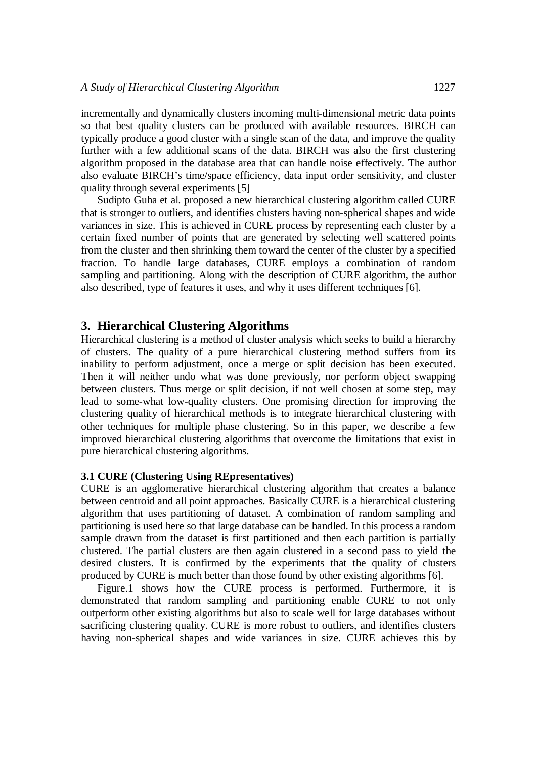incrementally and dynamically clusters incoming multi-dimensional metric data points so that best quality clusters can be produced with available resources. BIRCH can typically produce a good cluster with a single scan of the data, and improve the quality further with a few additional scans of the data. BIRCH was also the first clustering algorithm proposed in the database area that can handle noise effectively. The author also evaluate BIRCH's time/space efficiency, data input order sensitivity, and cluster quality through several experiments [5]

Sudipto Guha et al. proposed a new hierarchical clustering algorithm called CURE that is stronger to outliers, and identifies clusters having non-spherical shapes and wide variances in size. This is achieved in CURE process by representing each cluster by a certain fixed number of points that are generated by selecting well scattered points from the cluster and then shrinking them toward the center of the cluster by a specified fraction. To handle large databases, CURE employs a combination of random sampling and partitioning. Along with the description of CURE algorithm, the author also described, type of features it uses, and why it uses different techniques [6].

## 3. Hierarchical Clustering Algorithms

Hierarchical clustering is a method of cluster analysis which seeks to build a hierarchy of clusters. The quality of a pure hierarchical clustering method suffers from its inability to perform adjustment, once a merge or split decision has been executed. Then it will neither undo what was done previously, nor perform object swapping between clusters. Thus merge or split decision, if not well chosen at some step, may lead to some-what low-quality clusters. One promising direction for improving the clustering quality of hierarchical methods is to integrate hierarchical clustering with other techniques for multiple phase clustering. So in this paper, we describe a few improved hierarchical clustering algorithms that overcome the limitations that exist in pure hierarchical clustering algorithms.

### 3.1 CURE (Clustering Using REpresentatives)

CURE is an agglomerative hierarchical clustering algorithm that creates a balance between centroid and all point approaches. Basically CURE is a hierarchical clustering algorithm that uses partitioning of dataset. A combination of random sampling and partitioning is used here so that large database can be handled. In this process a random sample drawn from the dataset is first partitioned and then each partition is partially clustered. The partial clusters are then again clustered in a second pass to yield the desired clusters. It is confirmed by the experiments that the quality of clusters produced by CURE is much better than those found by other existing algorithms [6].

Figure.1 shows how the CURE process is performed. Furthermore, it is demonstrated that random sampling and partitioning enable CURE to not only outperform other existing algorithms but also to scale well for large databases without sacrificing clustering quality. CURE is more robust to outliers, and identifies clusters having non-spherical shapes and wide variances in size. CURE achieves this by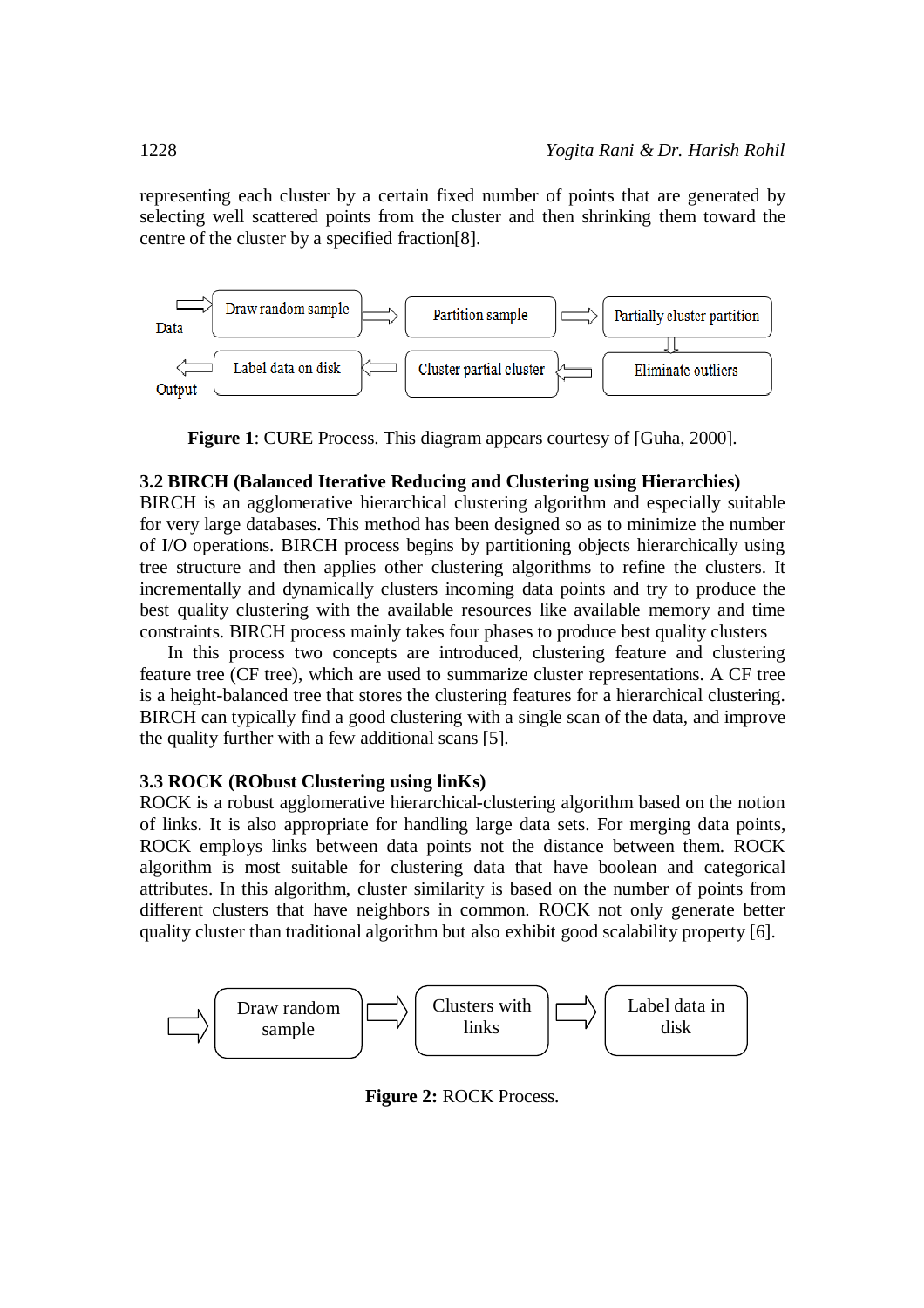representing each cluster by a certain fixed number of points that are generated by selecting well scattered points from the cluster and then shrinking them toward the centre of the cluster by a specified fraction[8].

Data → Draw random sample → Partition sample → Partially cluster partition → Eliminate outliers → Cluster partial cluster → Label data on disk → Output

**Figure 1**: CURE Process. This diagram appears courtesy of [Guha, 2000].

### 3.2 BIRCH (Balanced Iterative Reducing and Clustering using Hierarchies)

BIRCH is an agglomerative hierarchical clustering algorithm and especially suitable for very large databases. This method has been designed so as to minimize the number of I/O operations. BIRCH process begins by partitioning objects hierarchically using tree structure and then applies other clustering algorithms to refine the clusters. It incrementally and dynamically clusters incoming data points and try to produce the best quality clustering with the available resources like available memory and time constraints. BIRCH process mainly takes four phases to produce best quality clusters

In this process two concepts are introduced, clustering feature and clustering feature tree (CF tree), which are used to summarize cluster representations. A CF tree is a height-balanced tree that stores the clustering features for a hierarchical clustering. BIRCH can typically find a good clustering with a single scan of the data, and improve the quality further with a few additional scans [5].

### 3.3 ROCK (RObust Clustering using linKs)

ROCK is a robust agglomerative hierarchical-clustering algorithm based on the notion of links. It is also appropriate for handling large data sets. For merging data points, ROCK employs links between data points not the distance between them. ROCK algorithm is most suitable for clustering data that have boolean and categorical attributes. In this algorithm, cluster similarity is based on the number of points from different clusters that have neighbors in common. ROCK not only generate better quality cluster than traditional algorithm but also exhibit good scalability property [6].

→ Draw random sample → Clusters with links → Label data in disk

**Figure 2:** ROCK Process.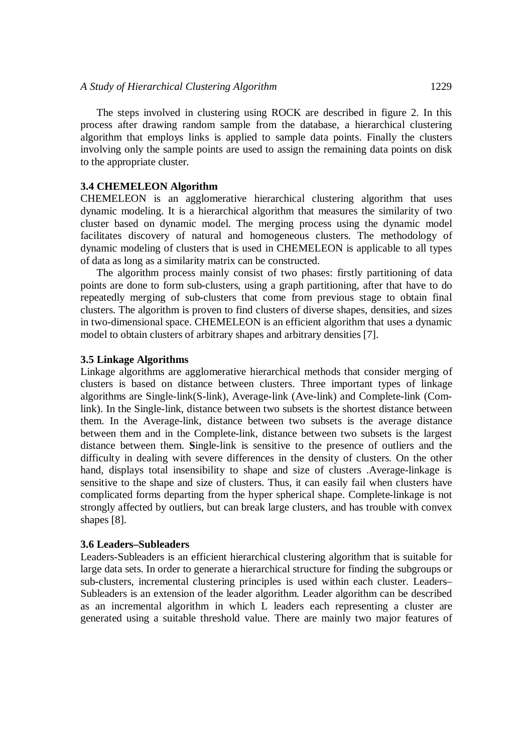The steps involved in clustering using ROCK are described in figure 2. In this process after drawing random sample from the database, a hierarchical clustering algorithm that employs links is applied to sample data points. Finally the clusters involving only the sample points are used to assign the remaining data points on disk to the appropriate cluster.

### 3.4 CHEMELEON Algorithm

CHEMELEON is an agglomerative hierarchical clustering algorithm that uses dynamic modeling. It is a hierarchical algorithm that measures the similarity of two cluster based on dynamic model. The merging process using the dynamic model facilitates discovery of natural and homogeneous clusters. The methodology of dynamic modeling of clusters that is used in CHEMELEON is applicable to all types of data as long as a similarity matrix can be constructed.

The algorithm process mainly consist of two phases: firstly partitioning of data points are done to form sub-clusters, using a graph partitioning, after that have to do repeatedly merging of sub-clusters that come from previous stage to obtain final clusters. The algorithm is proven to find clusters of diverse shapes, densities, and sizes in two-dimensional space. CHEMELEON is an efficient algorithm that uses a dynamic model to obtain clusters of arbitrary shapes and arbitrary densities [7].

### 3.5 Linkage Algorithms

Linkage algorithms are agglomerative hierarchical methods that consider merging of clusters is based on distance between clusters. Three important types of linkage algorithms are Single-link(S-link), Average-link (Ave-link) and Complete-link (Com-link). In the Single-link, distance between two subsets is the shortest distance between them. In the Average-link, distance between two subsets is the average distance between them and in the Complete-link, distance between two subsets is the largest distance between them. **S**ingle-link is sensitive to the presence of outliers and the difficulty in dealing with severe differences in the density of clusters. On the other hand, displays total insensibility to shape and size of clusters .Average-linkage is sensitive to the shape and size of clusters. Thus, it can easily fail when clusters have complicated forms departing from the hyper spherical shape. Complete-linkage is not strongly affected by outliers, but can break large clusters, and has trouble with convex shapes [8].

### 3.6 Leaders–Subleaders

Leaders-Subleaders is an efficient hierarchical clustering algorithm that is suitable for large data sets. In order to generate a hierarchical structure for finding the subgroups or sub-clusters, incremental clustering principles is used within each cluster. Leaders–Subleaders is an extension of the leader algorithm. Leader algorithm can be described as an incremental algorithm in which L leaders each representing a cluster are generated using a suitable threshold value. There are mainly two major features of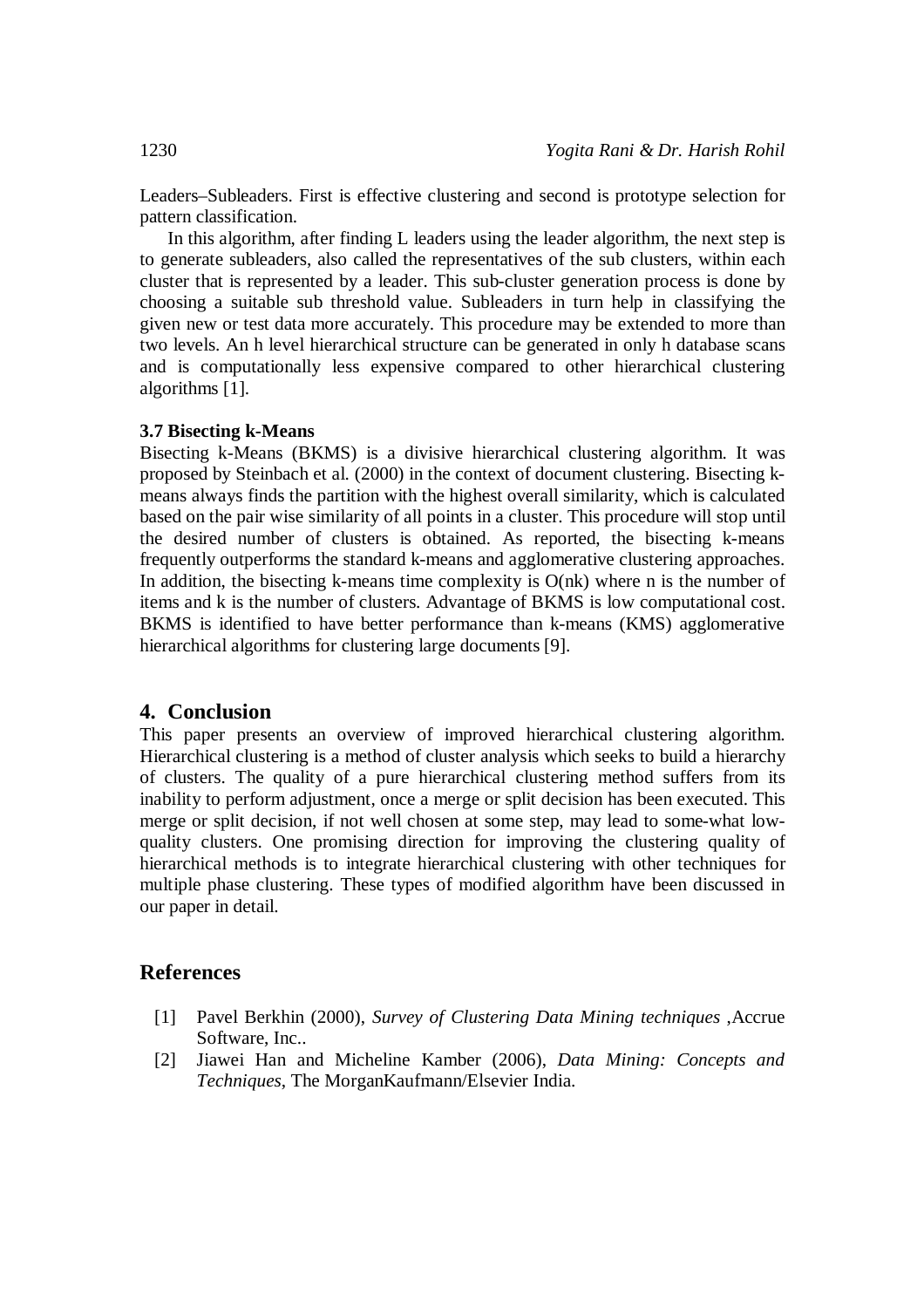Leaders–Subleaders. First is effective clustering and second is prototype selection for pattern classification.

In this algorithm, after finding L leaders using the leader algorithm, the next step is to generate subleaders, also called the representatives of the sub clusters, within each cluster that is represented by a leader. This sub-cluster generation process is done by choosing a suitable sub threshold value. Subleaders in turn help in classifying the given new or test data more accurately. This procedure may be extended to more than two levels. An h level hierarchical structure can be generated in only h database scans and is computationally less expensive compared to other hierarchical clustering algorithms [1].

### 3.7 Bisecting k-Means

Bisecting k-Means (BKMS) is a divisive hierarchical clustering algorithm. It was proposed by Steinbach et al. (2000) in the context of document clustering. Bisecting k-means always finds the partition with the highest overall similarity, which is calculated based on the pair wise similarity of all points in a cluster. This procedure will stop until the desired number of clusters is obtained. As reported, the bisecting k-means frequently outperforms the standard k-means and agglomerative clustering approaches. In addition, the bisecting k-means time complexity is O(nk) where n is the number of items and k is the number of clusters. Advantage of BKMS is low computational cost. BKMS is identified to have better performance than k-means (KMS) agglomerative hierarchical algorithms for clustering large documents [9].

## 4. Conclusion

This paper presents an overview of improved hierarchical clustering algorithm. Hierarchical clustering is a method of cluster analysis which seeks to build a hierarchy of clusters. The quality of a pure hierarchical clustering method suffers from its inability to perform adjustment, once a merge or split decision has been executed. This merge or split decision, if not well chosen at some step, may lead to some-what low-quality clusters. One promising direction for improving the clustering quality of hierarchical methods is to integrate hierarchical clustering with other techniques for multiple phase clustering. These types of modified algorithm have been discussed in our paper in detail.

## References

[1] Pavel Berkhin (2000), *Survey of Clustering Data Mining techniques* ,Accrue Software, Inc..

[2] Jiawei Han and Micheline Kamber (2006), *Data Mining: Concepts and Techniques*, The MorganKaufmann/Elsevier India.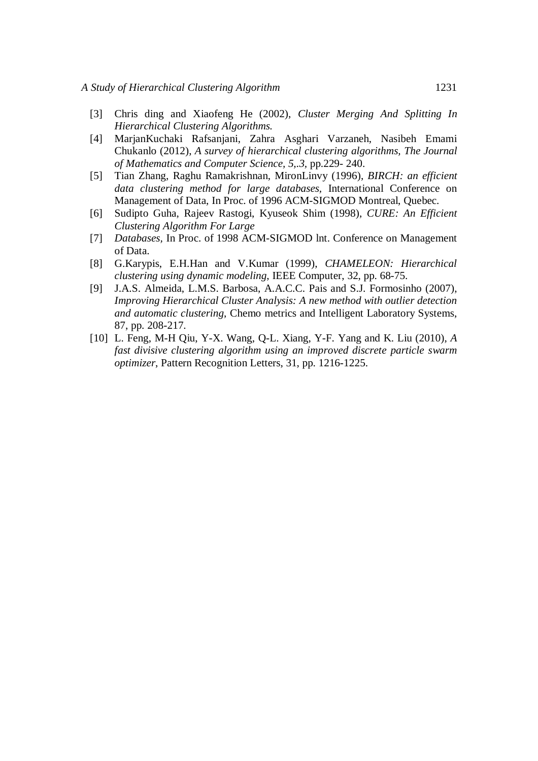[3] Chris ding and Xiaofeng He (2002), *Cluster Merging And Splitting In Hierarchical Clustering Algorithms.*

[4] MarjanKuchaki Rafsanjani, Zahra Asghari Varzaneh, Nasibeh Emami Chukanlo (2012), *A survey of hierarchical clustering algorithms, The Journal of Mathematics and Computer Science, 5,.3,* pp.229- 240.

[5] Tian Zhang, Raghu Ramakrishnan, MironLinvy (1996), *BIRCH: an efficient data clustering method for large databases,* International Conference on Management of Data, In Proc. of 1996 ACM-SIGMOD Montreal, Quebec.

[6] Sudipto Guha, Rajeev Rastogi, Kyuseok Shim (1998), *CURE: An Efficient Clustering Algorithm For Large*

[7] *Databases,* In Proc. of 1998 ACM-SIGMOD lnt. Conference on Management of Data.

[8] G.Karypis, E.H.Han and V.Kumar (1999), *CHAMELEON: Hierarchical clustering using dynamic modeling,* IEEE Computer, 32, pp. 68-75.

[9] J.A.S. Almeida, L.M.S. Barbosa, A.A.C.C. Pais and S.J. Formosinho (2007), *Improving Hierarchical Cluster Analysis: A new method with outlier detection and automatic clustering*, Chemo metrics and Intelligent Laboratory Systems, 87, pp. 208-217.

[10] L. Feng, M-H Qiu, Y-X. Wang, Q-L. Xiang, Y-F. Yang and K. Liu (2010), *A fast divisive clustering algorithm using an improved discrete particle swarm optimizer*, Pattern Recognition Letters, 31, pp. 1216-1225.